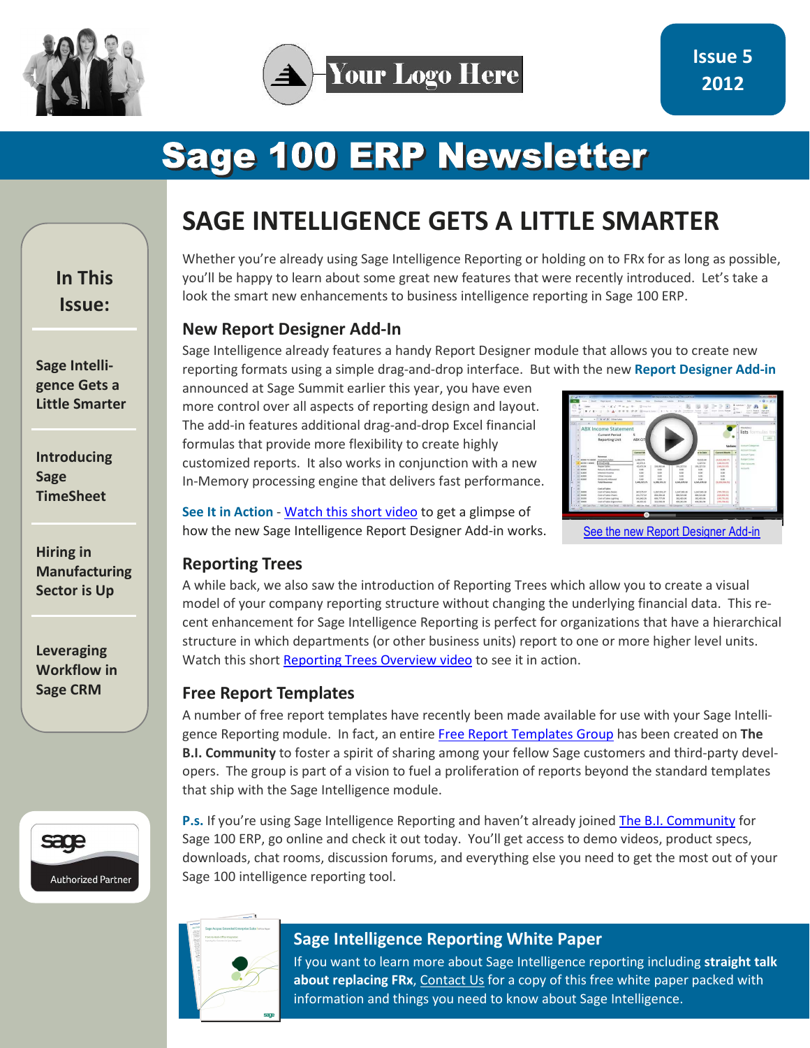Your Logo Here

Issue 5
2012

# Sage 100 ERP Newsletter

**In This Issue:**

- Sage Intelligence Gets a Little Smarter
- Introducing Sage TimeSheet
- Hiring in Manufacturing Sector is Up
- Leveraging Workflow in Sage CRM

## SAGE INTELLIGENCE GETS A LITTLE SMARTER

Whether you're already using Sage Intelligence Reporting or holding on to FRx for as long as possible, you'll be happy to learn about some great new features that were recently introduced. Let's take a look the smart new enhancements to business intelligence reporting in Sage 100 ERP.

### New Report Designer Add-In

Sage Intelligence already features a handy Report Designer module that allows you to create new reporting formats using a simple drag-and-drop interface. But with the new **Report Designer Add-in** announced at Sage Summit earlier this year, you have even more control over all aspects of reporting design and layout. The add-in features additional drag-and-drop Excel financial formulas that provide more flexibility to create highly customized reports. It also works in conjunction with a new In-Memory processing engine that delivers fast performance.

**See It in Action** - Watch this short video to get a glimpse of how the new Sage Intelligence Report Designer Add-in works.

See the new Report Designer Add-in

### Reporting Trees

A while back, we also saw the introduction of Reporting Trees which allow you to create a visual model of your company reporting structure without changing the underlying financial data. This recent enhancement for Sage Intelligence Reporting is perfect for organizations that have a hierarchical structure in which departments (or other business units) report to one or more higher level units. Watch this short Reporting Trees Overview video to see it in action.

### Free Report Templates

A number of free report templates have recently been made available for use with your Sage Intelligence Reporting module. In fact, an entire Free Report Templates Group has been created on **The B.I. Community** to foster a spirit of sharing among your fellow Sage customers and third-party developers. The group is part of a vision to fuel a proliferation of reports beyond the standard templates that ship with the Sage Intelligence module.

**P.s.** If you're using Sage Intelligence Reporting and haven't already joined The B.I. Community for Sage 100 ERP, go online and check it out today. You'll get access to demo videos, product specs, downloads, chat rooms, discussion forums, and everything else you need to get the most out of your Sage 100 intelligence reporting tool.

### Sage Intelligence Reporting White Paper

If you want to learn more about Sage Intelligence reporting including **straight talk about replacing FRx**, Contact Us for a copy of this free white paper packed with information and things you need to know about Sage Intelligence.

sage Authorized Partner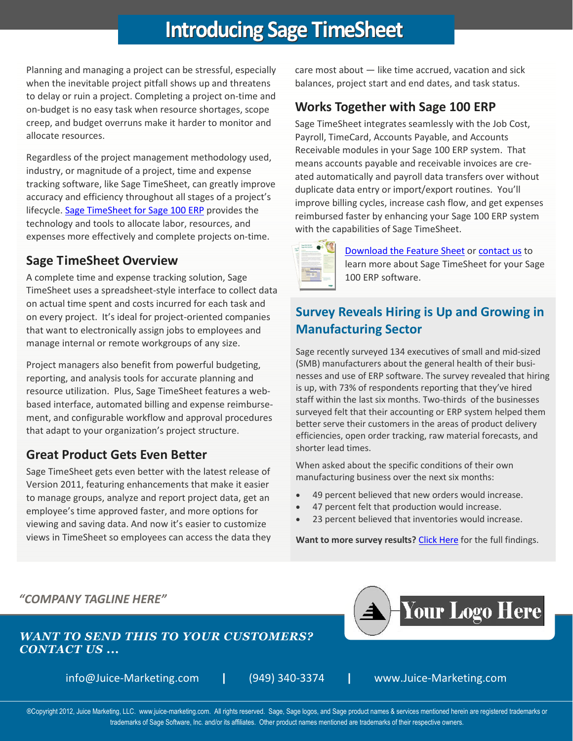# Introducing Sage TimeSheet

Planning and managing a project can be stressful, especially when the inevitable project pitfall shows up and threatens to delay or ruin a project. Completing a project on-time and on-budget is no easy task when resource shortages, scope creep, and budget overruns make it harder to monitor and allocate resources.

Regardless of the project management methodology used, industry, or magnitude of a project, time and expense tracking software, like Sage TimeSheet, can greatly improve accuracy and efficiency throughout all stages of a project's lifecycle. [Sage TimeSheet for Sage 100 ERP] provides the technology and tools to allocate labor, resources, and expenses more effectively and complete projects on-time.

## Sage TimeSheet Overview

A complete time and expense tracking solution, Sage TimeSheet uses a spreadsheet-style interface to collect data on actual time spent and costs incurred for each task and on every project. It's ideal for project-oriented companies that want to electronically assign jobs to employees and manage internal or remote workgroups of any size.

Project managers also benefit from powerful budgeting, reporting, and analysis tools for accurate planning and resource utilization. Plus, Sage TimeSheet features a web-based interface, automated billing and expense reimbursement, and configurable workflow and approval procedures that adapt to your organization's project structure.

## Great Product Gets Even Better

Sage TimeSheet gets even better with the latest release of Version 2011, featuring enhancements that make it easier to manage groups, analyze and report project data, get an employee's time approved faster, and more options for viewing and saving data. And now it's easier to customize views in TimeSheet so employees can access the data they care most about — like time accrued, vacation and sick balances, project start and end dates, and task status.

## Works Together with Sage 100 ERP

Sage TimeSheet integrates seamlessly with the Job Cost, Payroll, TimeCard, Accounts Payable, and Accounts Receivable modules in your Sage 100 ERP system. That means accounts payable and receivable invoices are created automatically and payroll data transfers over without duplicate data entry or import/export routines. You'll improve billing cycles, increase cash flow, and get expenses reimbursed faster by enhancing your Sage 100 ERP system with the capabilities of Sage TimeSheet.

Download the Feature Sheet or contact us to learn more about Sage TimeSheet for your Sage 100 ERP software.

## Survey Reveals Hiring is Up and Growing in Manufacturing Sector

Sage recently surveyed 134 executives of small and mid-sized (SMB) manufacturers about the general health of their businesses and use of ERP software. The survey revealed that hiring is up, with 73% of respondents reporting that they've hired staff within the last six months. Two-thirds of the businesses surveyed felt that their accounting or ERP system helped them better serve their customers in the areas of product delivery efficiencies, open order tracking, raw material forecasts, and shorter lead times.

When asked about the specific conditions of their own manufacturing business over the next six months:

- 49 percent believed that new orders would increase.
- 47 percent felt that production would increase.
- 23 percent believed that inventories would increase.

**Want to more survey results?** Click Here for the full findings.

*"COMPANY TAGLINE HERE"*

Your Logo Here

***WANT TO SEND THIS TO YOUR CUSTOMERS? CONTACT US ...***

info@Juice-Marketing.com | (949) 340-3374 | www.Juice-Marketing.com

®Copyright 2012, Juice Marketing, LLC. www.juice-marketing.com. All rights reserved. Sage, Sage logos, and Sage product names & services mentioned herein are registered trademarks or trademarks of Sage Software, Inc. and/or its affiliates. Other product names mentioned are trademarks of their respective owners.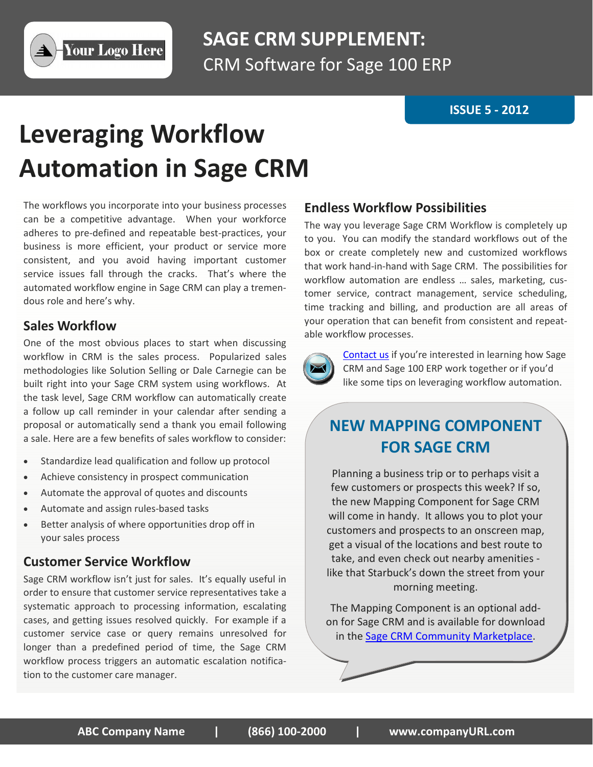# SAGE CRM SUPPLEMENT:

CRM Software for Sage 100 ERP

**ISSUE 5 - 2012**

# Leveraging Workflow Automation in Sage CRM

The workflows you incorporate into your business processes can be a competitive advantage. When your workforce adheres to pre-defined and repeatable best-practices, your business is more efficient, your product or service more consistent, and you avoid having important customer service issues fall through the cracks. That's where the automated workflow engine in Sage CRM can play a tremendous role and here's why.

## Sales Workflow

One of the most obvious places to start when discussing workflow in CRM is the sales process. Popularized sales methodologies like Solution Selling or Dale Carnegie can be built right into your Sage CRM system using workflows. At the task level, Sage CRM workflow can automatically create a follow up call reminder in your calendar after sending a proposal or automatically send a thank you email following a sale. Here are a few benefits of sales workflow to consider:

- Standardize lead qualification and follow up protocol
- Achieve consistency in prospect communication
- Automate the approval of quotes and discounts
- Automate and assign rules-based tasks
- Better analysis of where opportunities drop off in your sales process

## Customer Service Workflow

Sage CRM workflow isn't just for sales. It's equally useful in order to ensure that customer service representatives take a systematic approach to processing information, escalating cases, and getting issues resolved quickly. For example if a customer service case or query remains unresolved for longer than a predefined period of time, the Sage CRM workflow process triggers an automatic escalation notification to the customer care manager.

## Endless Workflow Possibilities

The way you leverage Sage CRM Workflow is completely up to you. You can modify the standard workflows out of the box or create completely new and customized workflows that work hand-in-hand with Sage CRM. The possibilities for workflow automation are endless … sales, marketing, customer service, contract management, service scheduling, time tracking and billing, and production are all areas of your operation that can benefit from consistent and repeatable workflow processes.

Contact us if you're interested in learning how Sage CRM and Sage 100 ERP work together or if you'd like some tips on leveraging workflow automation.

## NEW MAPPING COMPONENT FOR SAGE CRM

Planning a business trip or to perhaps visit a few customers or prospects this week? If so, the new Mapping Component for Sage CRM will come in handy. It allows you to plot your customers and prospects to an onscreen map, get a visual of the locations and best route to take, and even check out nearby amenities - like that Starbuck's down the street from your morning meeting.

The Mapping Component is an optional add-on for Sage CRM and is available for download in the Sage CRM Community Marketplace.

**ABC Company Name | (866) 100-2000 | www.companyURL.com**